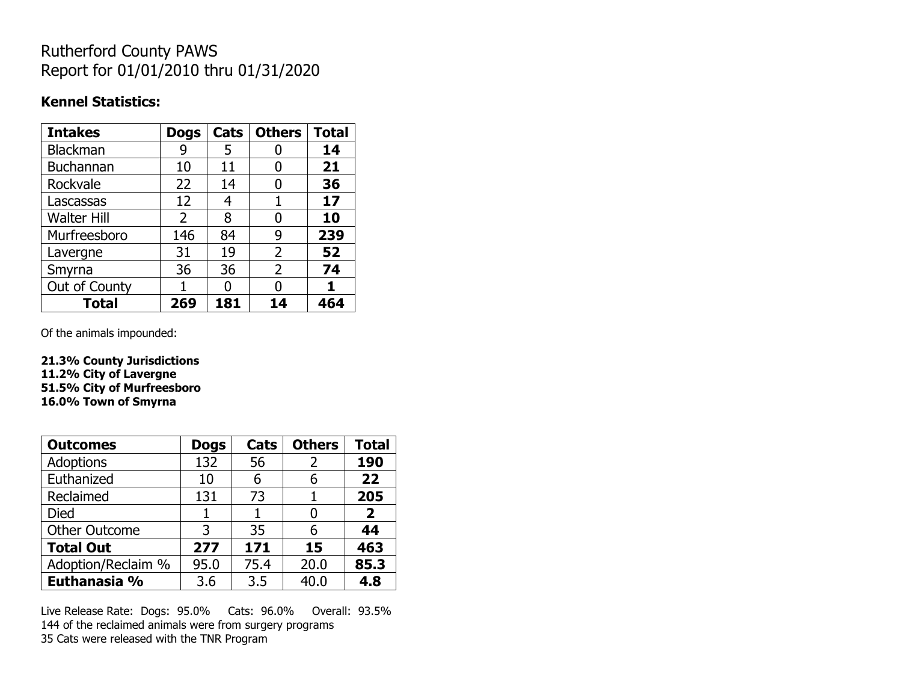# Rutherford County PAWS
# Report for 01/01/2010 thru 01/31/2020

**Kennel Statistics:**

| Intakes | Dogs | Cats | Others | Total |
|---|---|---|---|---|
| Blackman | 9 | 5 | 0 | **14** |
| Buchannan | 10 | 11 | 0 | **21** |
| Rockvale | 22 | 14 | 0 | **36** |
| Lascassas | 12 | 4 | 1 | **17** |
| Walter Hill | 2 | 8 | 0 | **10** |
| Murfreesboro | 146 | 84 | 9 | **239** |
| Lavergne | 31 | 19 | 2 | **52** |
| Smyrna | 36 | 36 | 2 | **74** |
| Out of County | 1 | 0 | 0 | **1** |
| **Total** | **269** | **181** | **14** | **464** |

Of the animals impounded:

**21.3% County Jurisdictions**
**11.2% City of Lavergne**
**51.5% City of Murfreesboro**
**16.0% Town of Smyrna**

| Outcomes | Dogs | Cats | Others | Total |
|---|---|---|---|---|
| Adoptions | 132 | 56 | 2 | **190** |
| Euthanized | 10 | 6 | 6 | **22** |
| Reclaimed | 131 | 73 | 1 | **205** |
| Died | 1 | 1 | 0 | **2** |
| Other Outcome | 3 | 35 | 6 | **44** |
| **Total Out** | **277** | **171** | **15** | **463** |
| Adoption/Reclaim % | 95.0 | 75.4 | 20.0 | **85.3** |
| **Euthanasia %** | 3.6 | 3.5 | 40.0 | **4.8** |

Live Release Rate: Dogs: 95.0% Cats: 96.0% Overall: 93.5%
144 of the reclaimed animals were from surgery programs
35 Cats were released with the TNR Program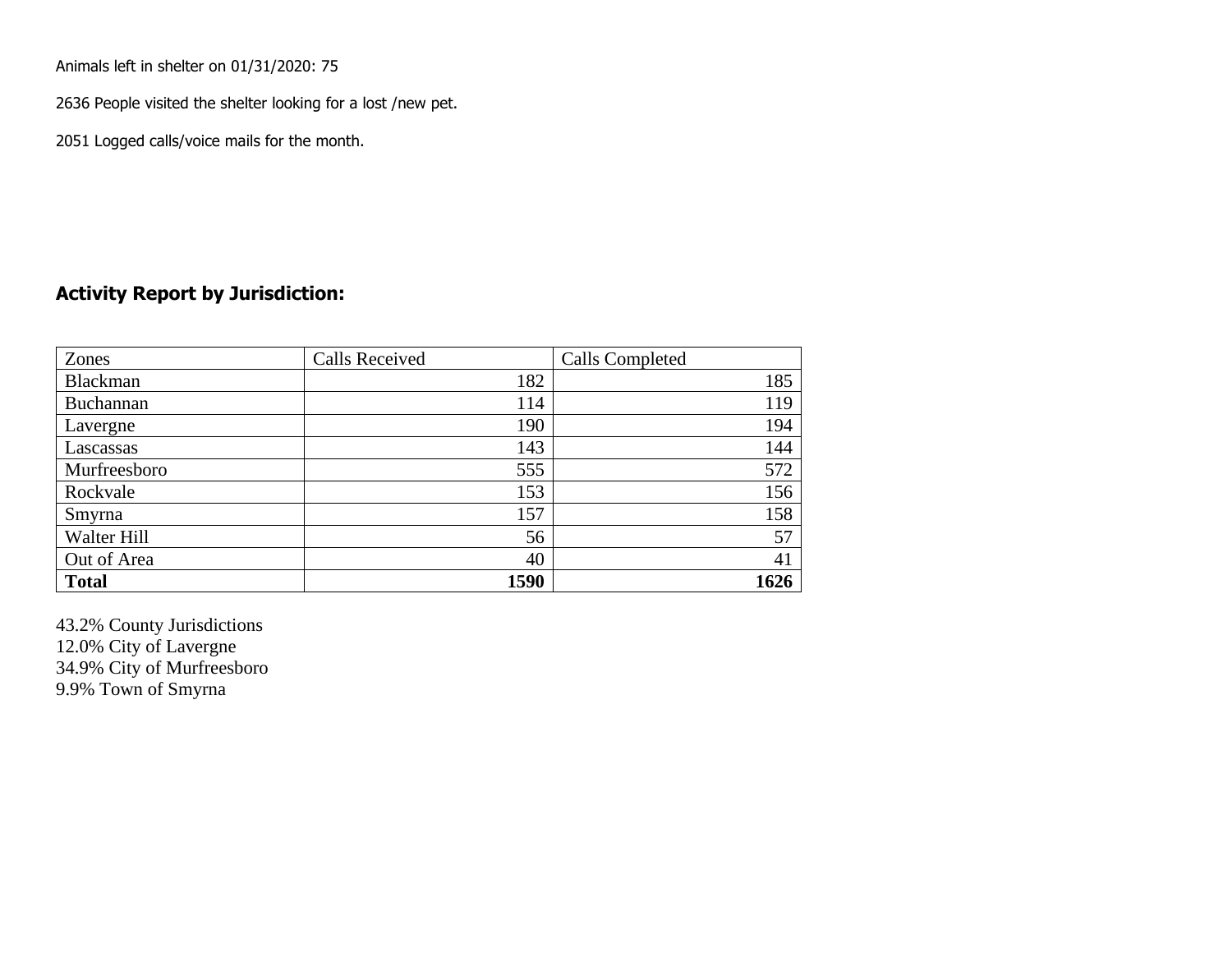Animals left in shelter on 01/31/2020: 75

2636 People visited the shelter looking for a lost /new pet.

2051 Logged calls/voice mails for the month.

## Activity Report by Jurisdiction:

| Zones | Calls Received | Calls Completed |
|---|---|---|
| Blackman | 182 | 185 |
| Buchannan | 114 | 119 |
| Lavergne | 190 | 194 |
| Lascassas | 143 | 144 |
| Murfreesboro | 555 | 572 |
| Rockvale | 153 | 156 |
| Smyrna | 157 | 158 |
| Walter Hill | 56 | 57 |
| Out of Area | 40 | 41 |
| **Total** | **1590** | **1626** |

43.2% County Jurisdictions
12.0% City of Lavergne
34.9% City of Murfreesboro
9.9% Town of Smyrna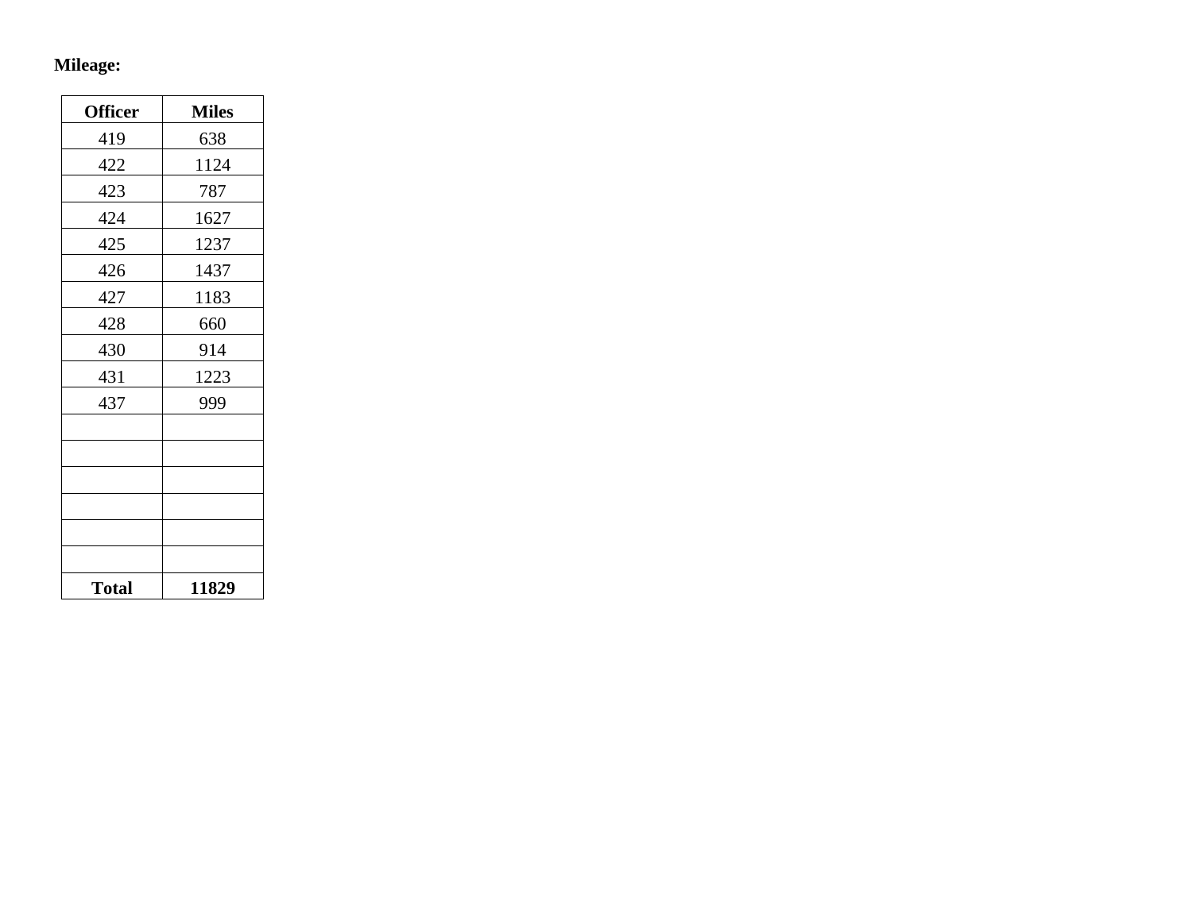**Mileage:**

| Officer | Miles |
|---|---|
| 419 | 638 |
| 422 | 1124 |
| 423 | 787 |
| 424 | 1627 |
| 425 | 1237 |
| 426 | 1437 |
| 427 | 1183 |
| 428 | 660 |
| 430 | 914 |
| 431 | 1223 |
| 437 | 999 |
| | |
| | |
| | |
| | |
| | |
| | |
| **Total** | **11829** |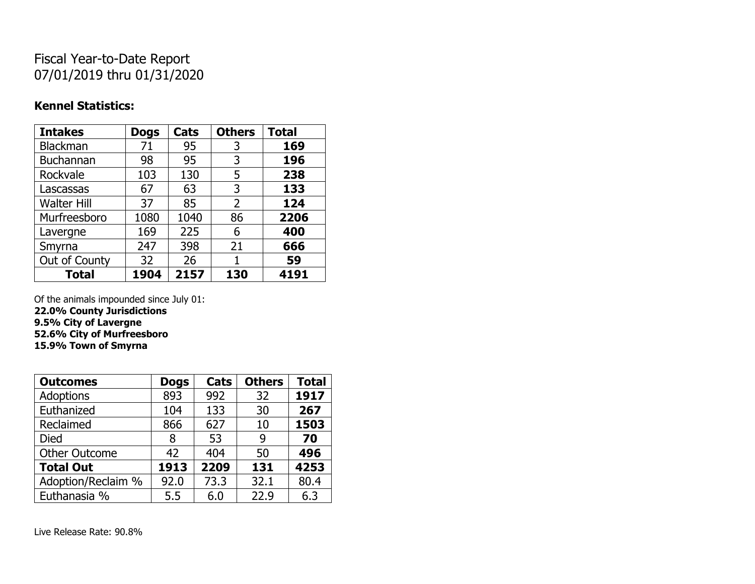Fiscal Year-to-Date Report
07/01/2019 thru 01/31/2020

**Kennel Statistics:**

| Intakes | Dogs | Cats | Others | Total |
|---|---|---|---|---|
| Blackman | 71 | 95 | 3 | **169** |
| Buchannan | 98 | 95 | 3 | **196** |
| Rockvale | 103 | 130 | 5 | **238** |
| Lascassas | 67 | 63 | 3 | **133** |
| Walter Hill | 37 | 85 | 2 | **124** |
| Murfreesboro | 1080 | 1040 | 86 | **2206** |
| Lavergne | 169 | 225 | 6 | **400** |
| Smyrna | 247 | 398 | 21 | **666** |
| Out of County | 32 | 26 | 1 | **59** |
| **Total** | **1904** | **2157** | **130** | **4191** |

Of the animals impounded since July 01:
**22.0% County Jurisdictions**
**9.5% City of Lavergne**
**52.6% City of Murfreesboro**
**15.9% Town of Smyrna**

| Outcomes | Dogs | Cats | Others | Total |
|---|---|---|---|---|
| Adoptions | 893 | 992 | 32 | **1917** |
| Euthanized | 104 | 133 | 30 | **267** |
| Reclaimed | 866 | 627 | 10 | **1503** |
| Died | 8 | 53 | 9 | **70** |
| Other Outcome | 42 | 404 | 50 | **496** |
| **Total Out** | **1913** | **2209** | **131** | **4253** |
| Adoption/Reclaim % | 92.0 | 73.3 | 32.1 | 80.4 |
| Euthanasia % | 5.5 | 6.0 | 22.9 | 6.3 |

Live Release Rate: 90.8%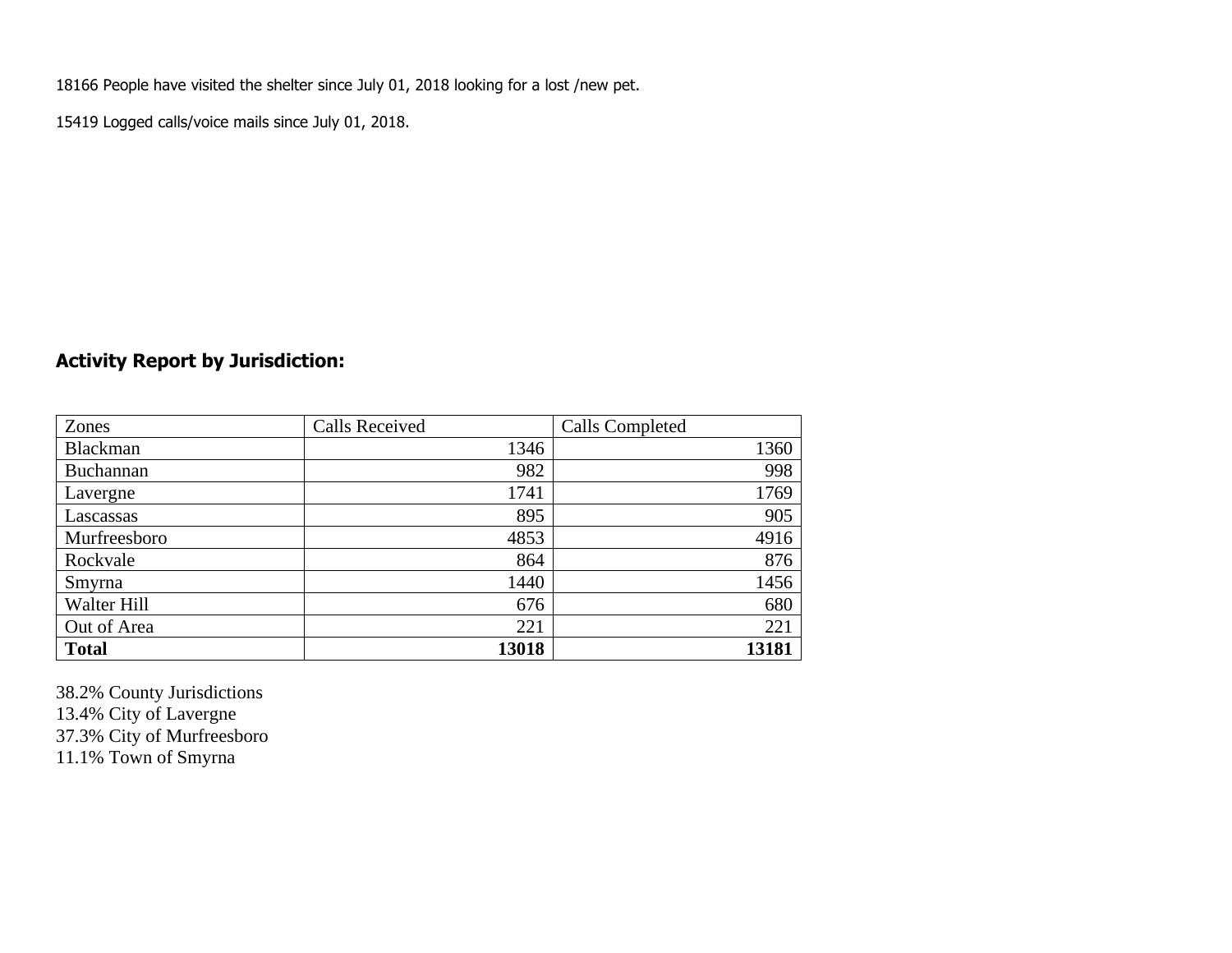18166 People have visited the shelter since July 01, 2018 looking for a lost /new pet.

15419 Logged calls/voice mails since July 01, 2018.

## Activity Report by Jurisdiction:

| Zones | Calls Received | Calls Completed |
|---|---|---|
| Blackman | 1346 | 1360 |
| Buchannan | 982 | 998 |
| Lavergne | 1741 | 1769 |
| Lascassas | 895 | 905 |
| Murfreesboro | 4853 | 4916 |
| Rockvale | 864 | 876 |
| Smyrna | 1440 | 1456 |
| Walter Hill | 676 | 680 |
| Out of Area | 221 | 221 |
| **Total** | **13018** | **13181** |

38.2% County Jurisdictions
13.4% City of Lavergne
37.3% City of Murfreesboro
11.1% Town of Smyrna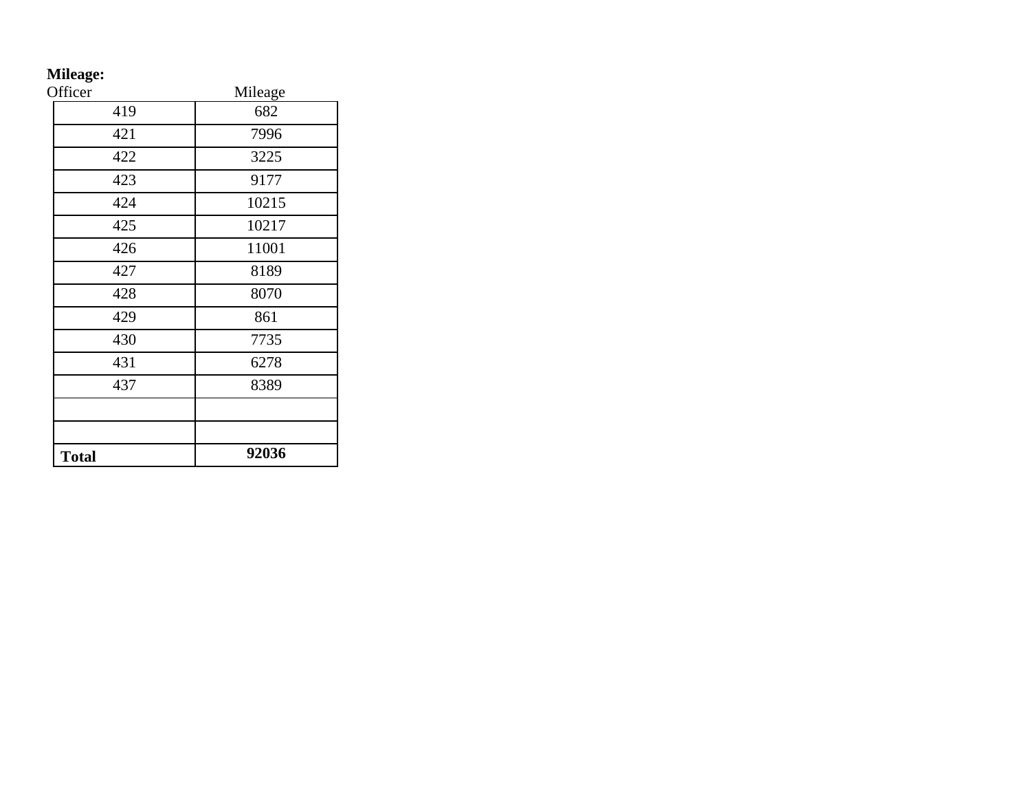**Mileage:**

| Officer | Mileage |
|---|---|
| 419 | 682 |
| 421 | 7996 |
| 422 | 3225 |
| 423 | 9177 |
| 424 | 10215 |
| 425 | 10217 |
| 426 | 11001 |
| 427 | 8189 |
| 428 | 8070 |
| 429 | 861 |
| 430 | 7735 |
| 431 | 6278 |
| 437 | 8389 |
| | |
| | |
| **Total** | **92036** |